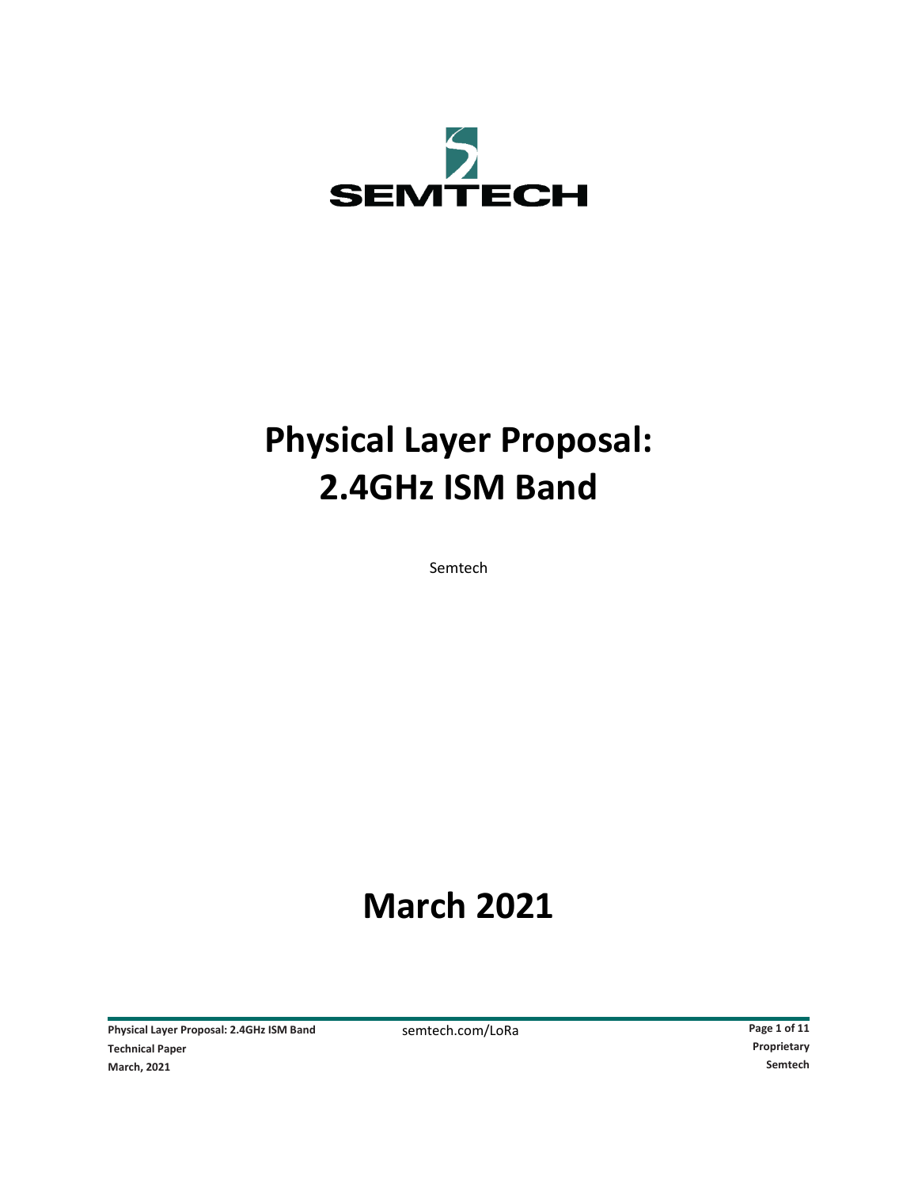SEMTECH

# Physical Layer Proposal: 2.4GHz ISM Band

Semtech

# March 2021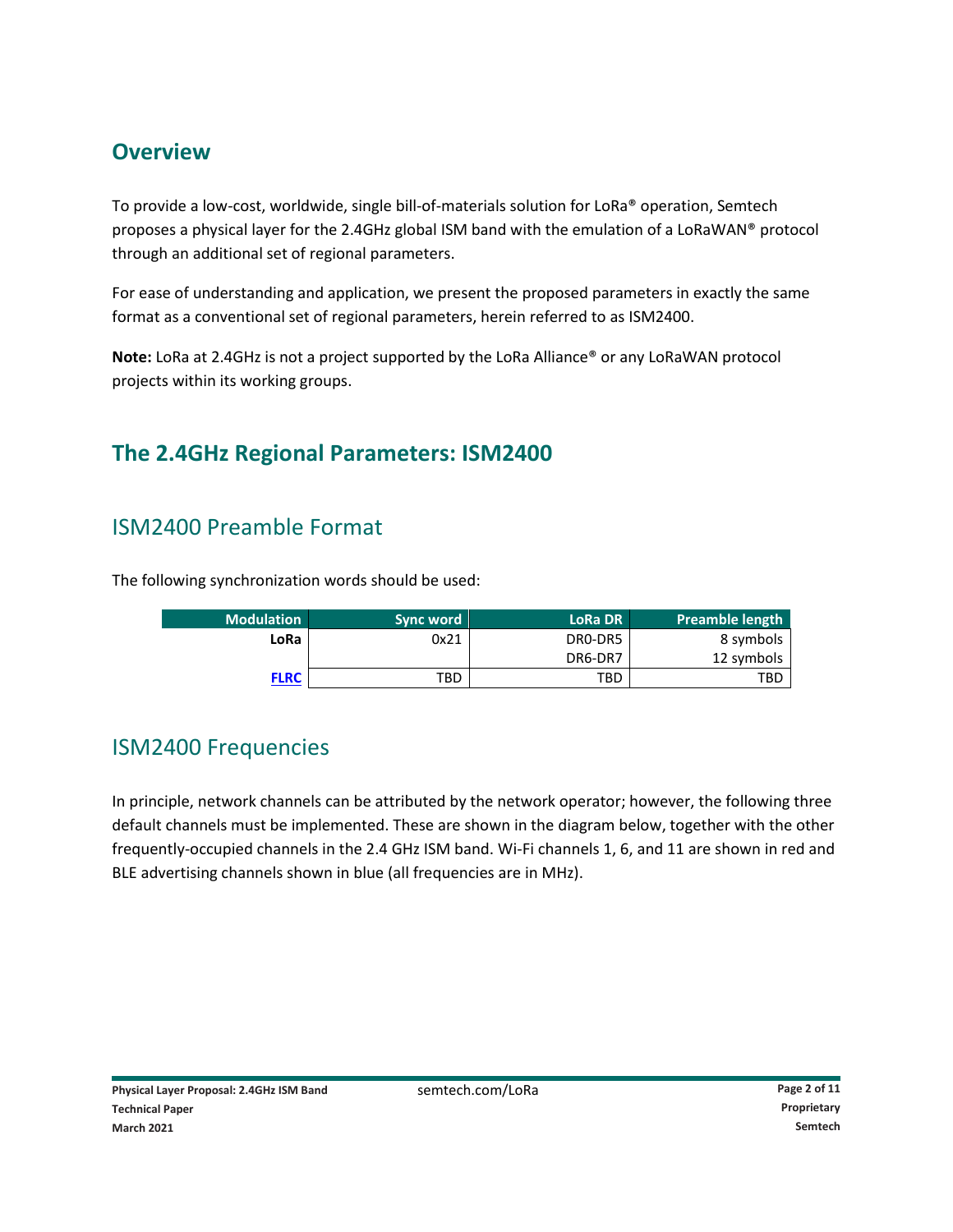## Overview

To provide a low-cost, worldwide, single bill-of-materials solution for LoRa® operation, Semtech proposes a physical layer for the 2.4GHz global ISM band with the emulation of a LoRaWAN® protocol through an additional set of regional parameters.

For ease of understanding and application, we present the proposed parameters in exactly the same format as a conventional set of regional parameters, herein referred to as ISM2400.

**Note:** LoRa at 2.4GHz is not a project supported by the LoRa Alliance® or any LoRaWAN protocol projects within its working groups.

## The 2.4GHz Regional Parameters: ISM2400

### ISM2400 Preamble Format

The following synchronization words should be used:

| Modulation | Sync word | LoRa DR | Preamble length |
|---:|---:|---:|---:|
| **LoRa** | 0x21 | DR0-DR5 | 8 symbols |
| | | DR6-DR7 | 12 symbols |
| **FLRC** | TBD | TBD | TBD |

### ISM2400 Frequencies

In principle, network channels can be attributed by the network operator; however, the following three default channels must be implemented. These are shown in the diagram below, together with the other frequently-occupied channels in the 2.4 GHz ISM band. Wi-Fi channels 1, 6, and 11 are shown in red and BLE advertising channels shown in blue (all frequencies are in MHz).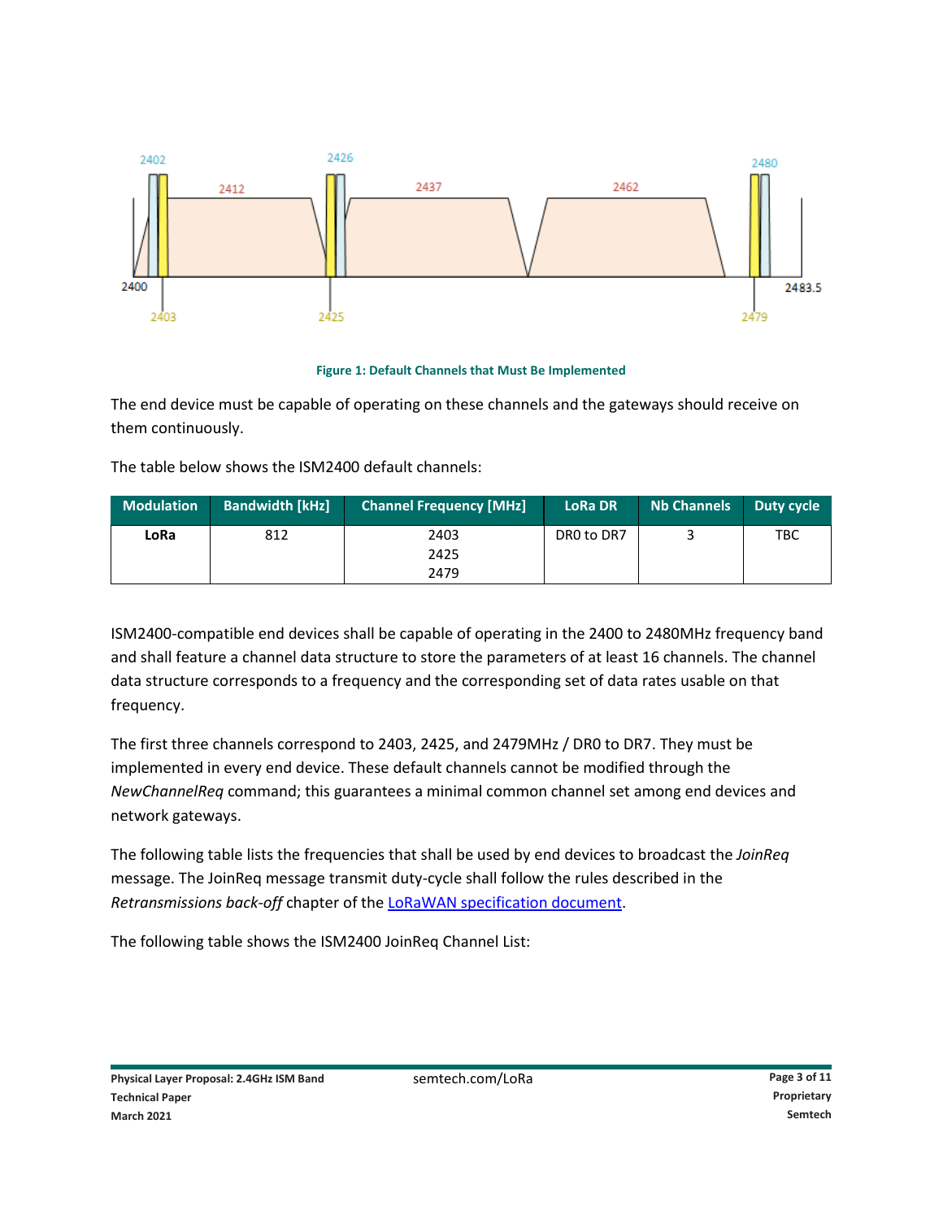**Figure 1: Default Channels that Must Be Implemented**

The end device must be capable of operating on these channels and the gateways should receive on them continuously.

The table below shows the ISM2400 default channels:

| Modulation | Bandwidth [kHz] | Channel Frequency [MHz] | LoRa DR | Nb Channels | Duty cycle |
|---|---|---|---|---|---|
| **LoRa** | 812 | 2403<br>2425<br>2479 | DR0 to DR7 | 3 | TBC |

ISM2400-compatible end devices shall be capable of operating in the 2400 to 2480MHz frequency band and shall feature a channel data structure to store the parameters of at least 16 channels. The channel data structure corresponds to a frequency and the corresponding set of data rates usable on that frequency.

The first three channels correspond to 2403, 2425, and 2479MHz / DR0 to DR7. They must be implemented in every end device. These default channels cannot be modified through the *NewChannelReq* command; this guarantees a minimal common channel set among end devices and network gateways.

The following table lists the frequencies that shall be used by end devices to broadcast the *JoinReq* message. The JoinReq message transmit duty-cycle shall follow the rules described in the *Retransmissions back-off* chapter of the LoRaWAN specification document.

The following table shows the ISM2400 JoinReq Channel List: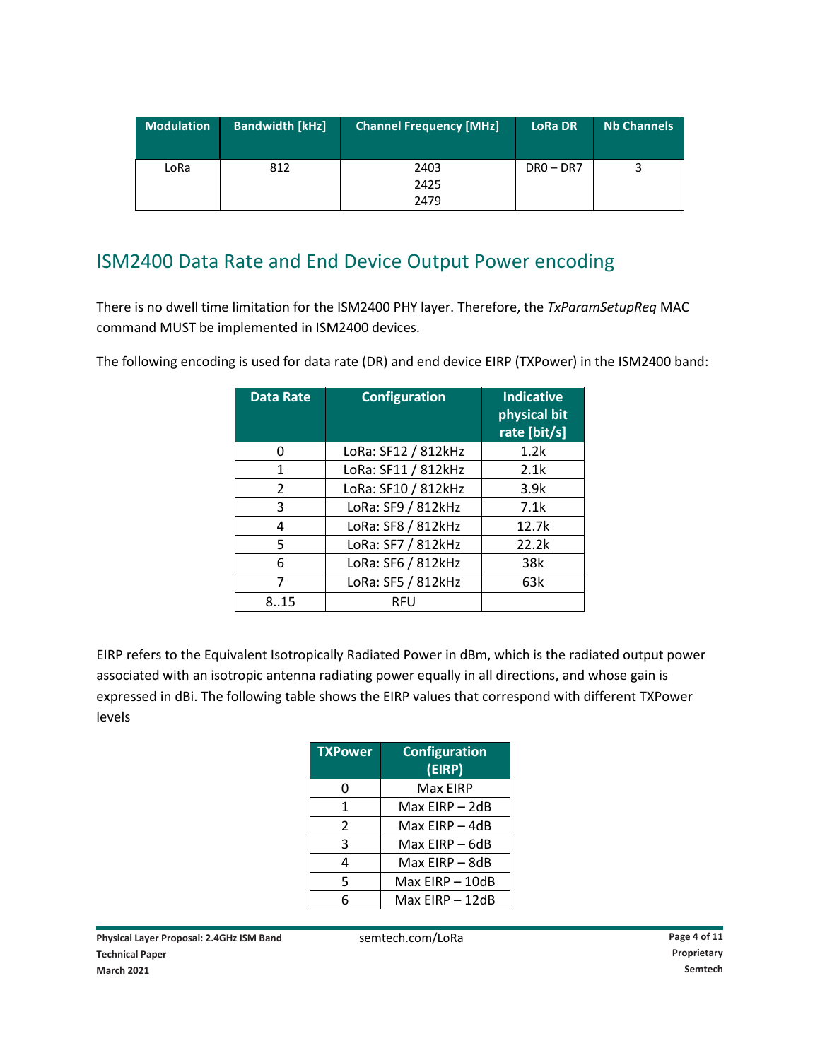| Modulation | Bandwidth [kHz] | Channel Frequency [MHz] | LoRa DR | Nb Channels |
|---|---|---|---|---|
| LoRa | 812 | 2403<br>2425<br>2479 | DR0 – DR7 | 3 |

## ISM2400 Data Rate and End Device Output Power encoding

There is no dwell time limitation for the ISM2400 PHY layer. Therefore, the *TxParamSetupReq* MAC command MUST be implemented in ISM2400 devices.

The following encoding is used for data rate (DR) and end device EIRP (TXPower) in the ISM2400 band:

| Data Rate | Configuration | Indicative physical bit rate [bit/s] |
|---|---|---|
| 0 | LoRa: SF12 / 812kHz | 1.2k |
| 1 | LoRa: SF11 / 812kHz | 2.1k |
| 2 | LoRa: SF10 / 812kHz | 3.9k |
| 3 | LoRa: SF9 / 812kHz | 7.1k |
| 4 | LoRa: SF8 / 812kHz | 12.7k |
| 5 | LoRa: SF7 / 812kHz | 22.2k |
| 6 | LoRa: SF6 / 812kHz | 38k |
| 7 | LoRa: SF5 / 812kHz | 63k |
| 8..15 | RFU | |

EIRP refers to the Equivalent Isotropically Radiated Power in dBm, which is the radiated output power associated with an isotropic antenna radiating power equally in all directions, and whose gain is expressed in dBi. The following table shows the EIRP values that correspond with different TXPower levels

| TXPower | Configuration (EIRP) |
|---|---|
| 0 | Max EIRP |
| 1 | Max EIRP – 2dB |
| 2 | Max EIRP – 4dB |
| 3 | Max EIRP – 6dB |
| 4 | Max EIRP – 8dB |
| 5 | Max EIRP – 10dB |
| 6 | Max EIRP – 12dB |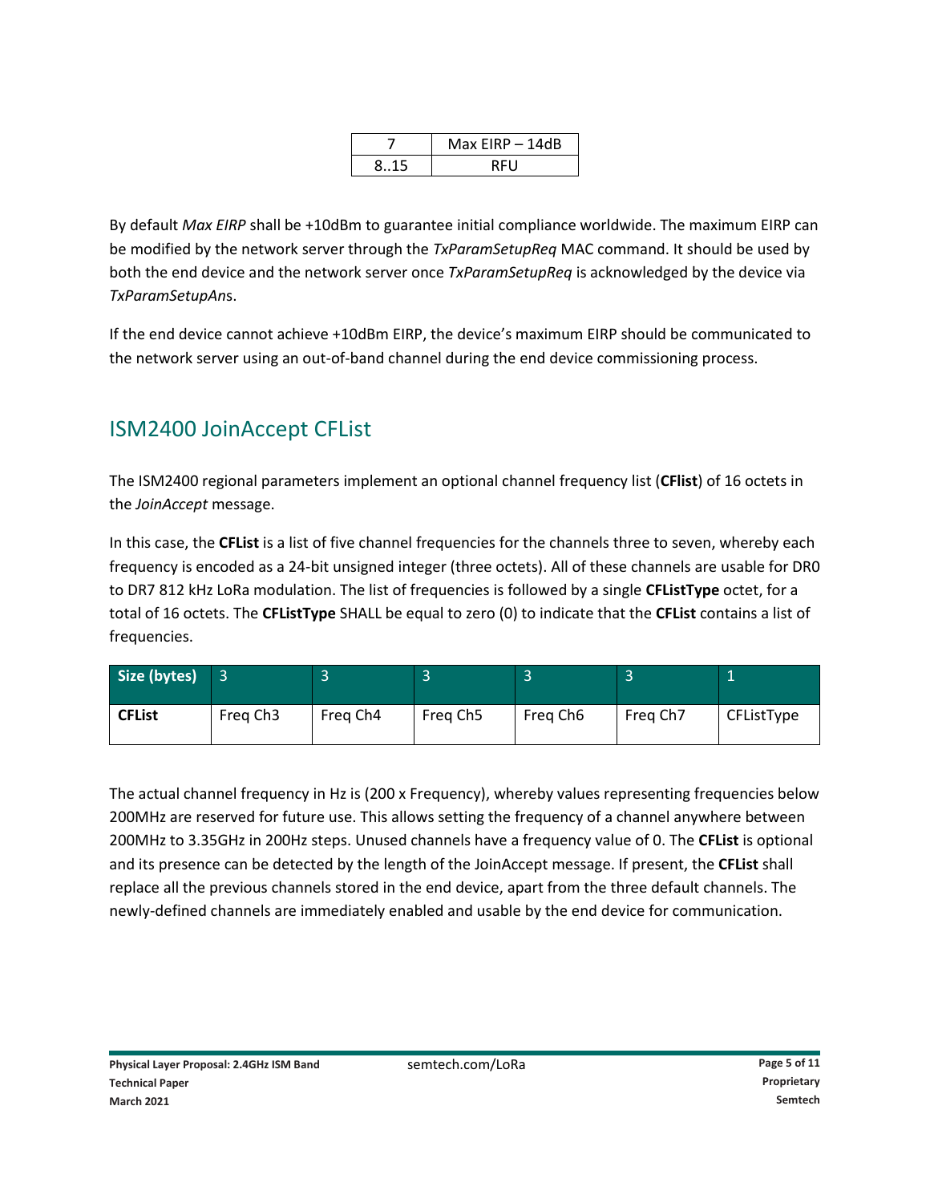| 7 | Max EIRP – 14dB |
|---|---|
| 8..15 | RFU |

By default *Max EIRP* shall be +10dBm to guarantee initial compliance worldwide. The maximum EIRP can be modified by the network server through the *TxParamSetupReq* MAC command. It should be used by both the end device and the network server once *TxParamSetupReq* is acknowledged by the device via *TxParamSetupAn*s.

If the end device cannot achieve +10dBm EIRP, the device's maximum EIRP should be communicated to the network server using an out-of-band channel during the end device commissioning process.

## ISM2400 JoinAccept CFList

The ISM2400 regional parameters implement an optional channel frequency list (**CFlist**) of 16 octets in the *JoinAccept* message.

In this case, the **CFList** is a list of five channel frequencies for the channels three to seven, whereby each frequency is encoded as a 24-bit unsigned integer (three octets). All of these channels are usable for DR0 to DR7 812 kHz LoRa modulation. The list of frequencies is followed by a single **CFListType** octet, for a total of 16 octets. The **CFListType** SHALL be equal to zero (0) to indicate that the **CFList** contains a list of frequencies.

| **Size (bytes)** | 3 | 3 | 3 | 3 | 3 | 1 |
|---|---|---|---|---|---|---|
| **CFList** | Freq Ch3 | Freq Ch4 | Freq Ch5 | Freq Ch6 | Freq Ch7 | CFListType |

The actual channel frequency in Hz is (200 x Frequency), whereby values representing frequencies below 200MHz are reserved for future use. This allows setting the frequency of a channel anywhere between 200MHz to 3.35GHz in 200Hz steps. Unused channels have a frequency value of 0. The **CFList** is optional and its presence can be detected by the length of the JoinAccept message. If present, the **CFList** shall replace all the previous channels stored in the end device, apart from the three default channels. The newly-defined channels are immediately enabled and usable by the end device for communication.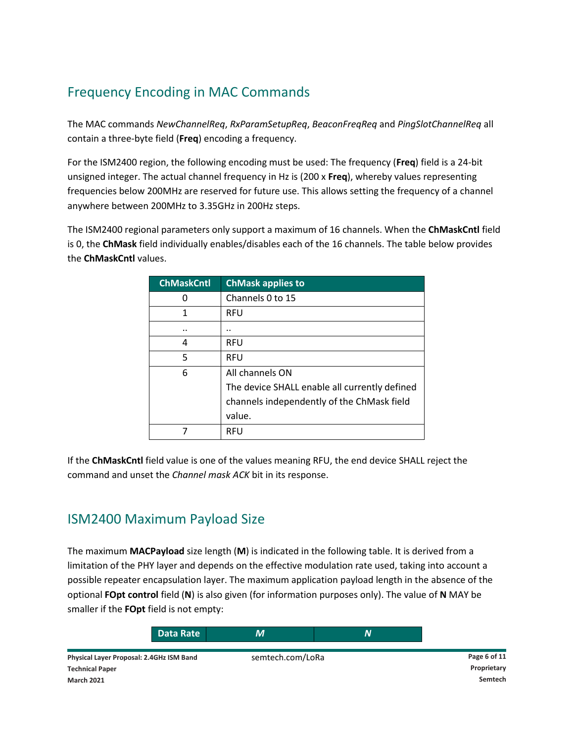## Frequency Encoding in MAC Commands

The MAC commands *NewChannelReq*, *RxParamSetupReq*, *BeaconFreqReq* and *PingSlotChannelReq* all contain a three-byte field (**Freq**) encoding a frequency.

For the ISM2400 region, the following encoding must be used: The frequency (**Freq**) field is a 24-bit unsigned integer. The actual channel frequency in Hz is (200 x **Freq**), whereby values representing frequencies below 200MHz are reserved for future use. This allows setting the frequency of a channel anywhere between 200MHz to 3.35GHz in 200Hz steps.

The ISM2400 regional parameters only support a maximum of 16 channels. When the **ChMaskCntl** field is 0, the **ChMask** field individually enables/disables each of the 16 channels. The table below provides the **ChMaskCntl** values.

| ChMaskCntl | ChMask applies to |
|---|---|
| 0 | Channels 0 to 15 |
| 1 | RFU |
| .. | .. |
| 4 | RFU |
| 5 | RFU |
| 6 | All channels ON<br>The device SHALL enable all currently defined channels independently of the ChMask field value. |
| 7 | RFU |

If the **ChMaskCntl** field value is one of the values meaning RFU, the end device SHALL reject the command and unset the *Channel mask ACK* bit in its response.

## ISM2400 Maximum Payload Size

The maximum **MACPayload** size length (**M**) is indicated in the following table. It is derived from a limitation of the PHY layer and depends on the effective modulation rate used, taking into account a possible repeater encapsulation layer. The maximum application payload length in the absence of the optional **FOpt control** field (**N**) is also given (for information purposes only). The value of **N** MAY be smaller if the **FOpt** field is not empty:

| Data Rate | *M* | *N* |
|---|---|---|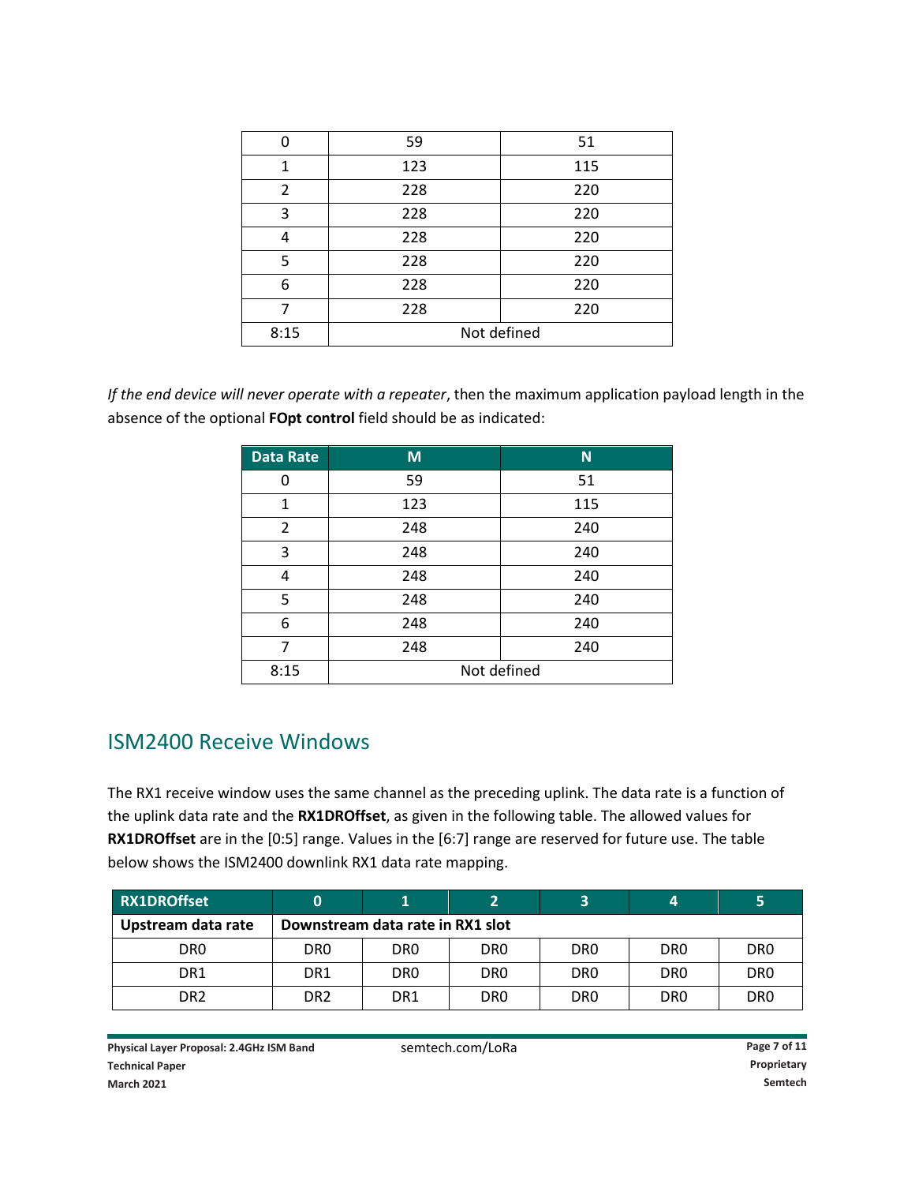| | | |
|---|---|---|
| 0 | 59 | 51 |
| 1 | 123 | 115 |
| 2 | 228 | 220 |
| 3 | 228 | 220 |
| 4 | 228 | 220 |
| 5 | 228 | 220 |
| 6 | 228 | 220 |
| 7 | 228 | 220 |
| 8:15 | Not defined | |

*If the end device will never operate with a repeater*, then the maximum application payload length in the absence of the optional **FOpt control** field should be as indicated:

| Data Rate | M | N |
|---|---|---|
| 0 | 59 | 51 |
| 1 | 123 | 115 |
| 2 | 248 | 240 |
| 3 | 248 | 240 |
| 4 | 248 | 240 |
| 5 | 248 | 240 |
| 6 | 248 | 240 |
| 7 | 248 | 240 |
| 8:15 | Not defined | |

## ISM2400 Receive Windows

The RX1 receive window uses the same channel as the preceding uplink. The data rate is a function of the uplink data rate and the **RX1DROffset**, as given in the following table. The allowed values for **RX1DROffset** are in the [0:5] range. Values in the [6:7] range are reserved for future use. The table below shows the ISM2400 downlink RX1 data rate mapping.

| RX1DROffset | 0 | 1 | 2 | 3 | 4 | 5 |
|---|---|---|---|---|---|---|
| **Upstream data rate** | **Downstream data rate in RX1 slot** | | | | | |
| DR0 | DR0 | DR0 | DR0 | DR0 | DR0 | DR0 |
| DR1 | DR1 | DR0 | DR0 | DR0 | DR0 | DR0 |
| DR2 | DR2 | DR1 | DR0 | DR0 | DR0 | DR0 |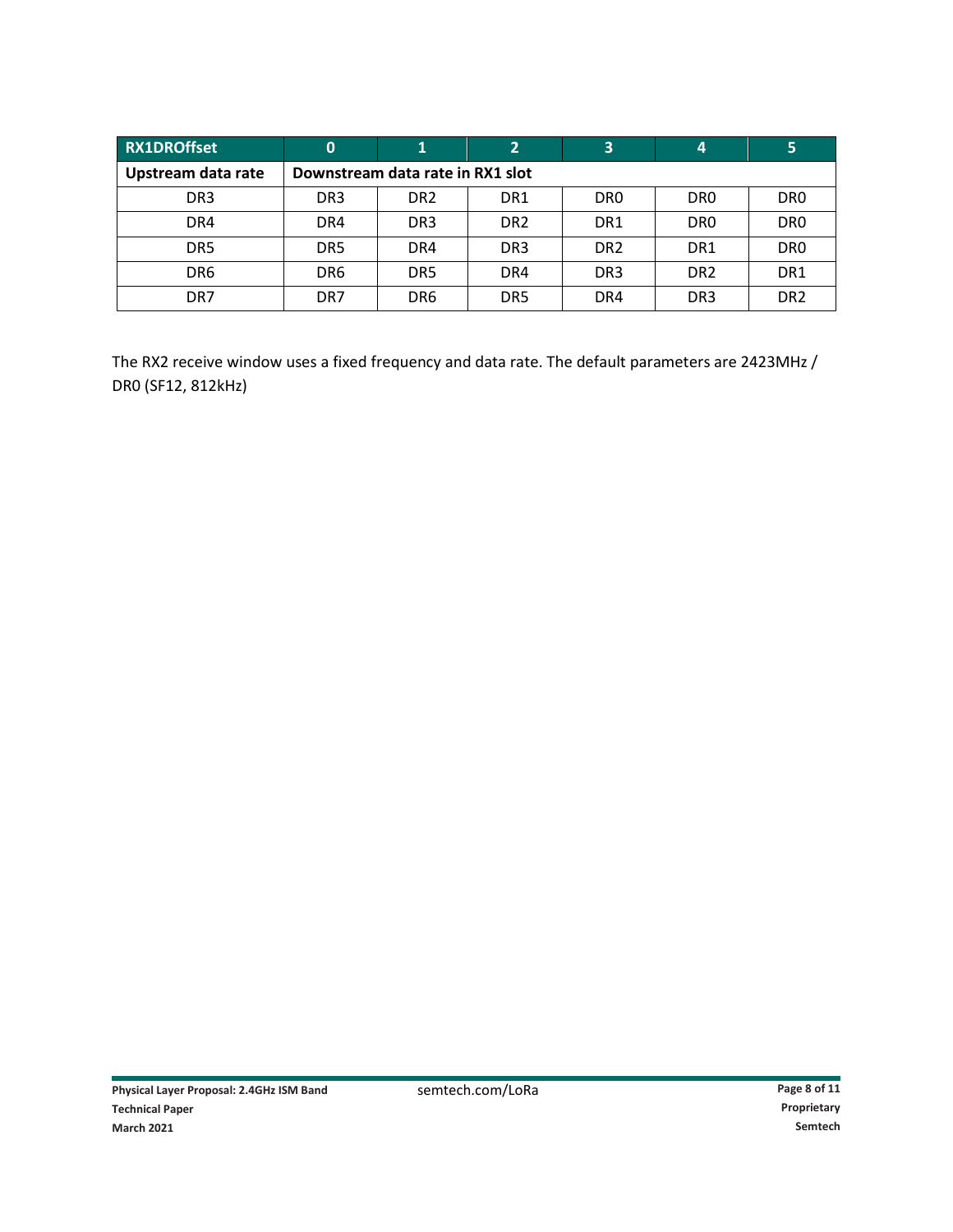| RX1DROffset | 0 | 1 | 2 | 3 | 4 | 5 |
|---|---|---|---|---|---|---|
| **Upstream data rate** | **Downstream data rate in RX1 slot** | | | | | |
| DR3 | DR3 | DR2 | DR1 | DR0 | DR0 | DR0 |
| DR4 | DR4 | DR3 | DR2 | DR1 | DR0 | DR0 |
| DR5 | DR5 | DR4 | DR3 | DR2 | DR1 | DR0 |
| DR6 | DR6 | DR5 | DR4 | DR3 | DR2 | DR1 |
| DR7 | DR7 | DR6 | DR5 | DR4 | DR3 | DR2 |

The RX2 receive window uses a fixed frequency and data rate. The default parameters are 2423MHz / DR0 (SF12, 812kHz)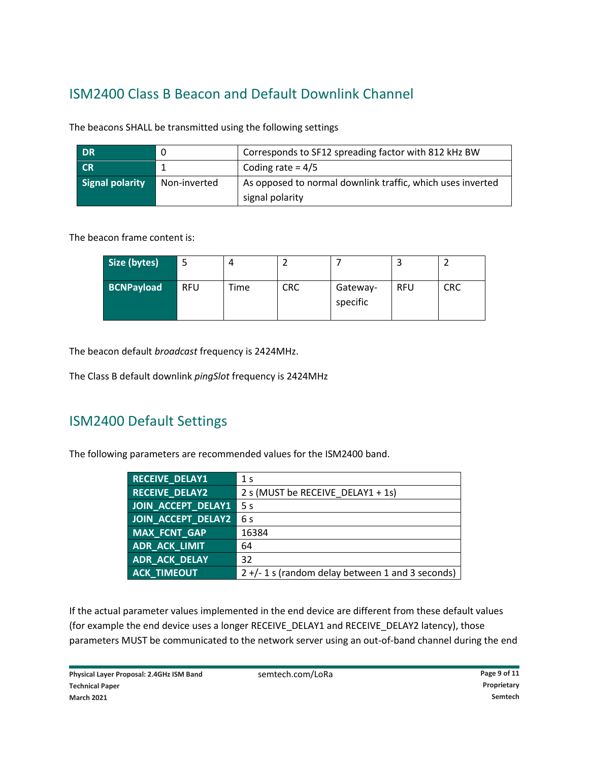## ISM2400 Class B Beacon and Default Downlink Channel

The beacons SHALL be transmitted using the following settings

| **DR** | 0 | Corresponds to SF12 spreading factor with 812 kHz BW |
|---|---|---|
| **CR** | 1 | Coding rate = 4/5 |
| **Signal polarity** | Non-inverted | As opposed to normal downlink traffic, which uses inverted signal polarity |

The beacon frame content is:

| **Size (bytes)** | 5 | 4 | 2 | 7 | 3 | 2 |
|---|---|---|---|---|---|---|
| **BCNPayload** | RFU | Time | CRC | Gateway-specific | RFU | CRC |

The beacon default *broadcast* frequency is 2424MHz.

The Class B default downlink *pingSlot* frequency is 2424MHz

## ISM2400 Default Settings

The following parameters are recommended values for the ISM2400 band.

| **RECEIVE_DELAY1** | 1 s |
|---|---|
| **RECEIVE_DELAY2** | 2 s (MUST be RECEIVE_DELAY1 + 1s) |
| **JOIN_ACCEPT_DELAY1** | 5 s |
| **JOIN_ACCEPT_DELAY2** | 6 s |
| **MAX_FCNT_GAP** | 16384 |
| **ADR_ACK_LIMIT** | 64 |
| **ADR_ACK_DELAY** | 32 |
| **ACK_TIMEOUT** | 2 +/- 1 s (random delay between 1 and 3 seconds) |

If the actual parameter values implemented in the end device are different from these default values (for example the end device uses a longer RECEIVE_DELAY1 and RECEIVE_DELAY2 latency), those parameters MUST be communicated to the network server using an out-of-band channel during the end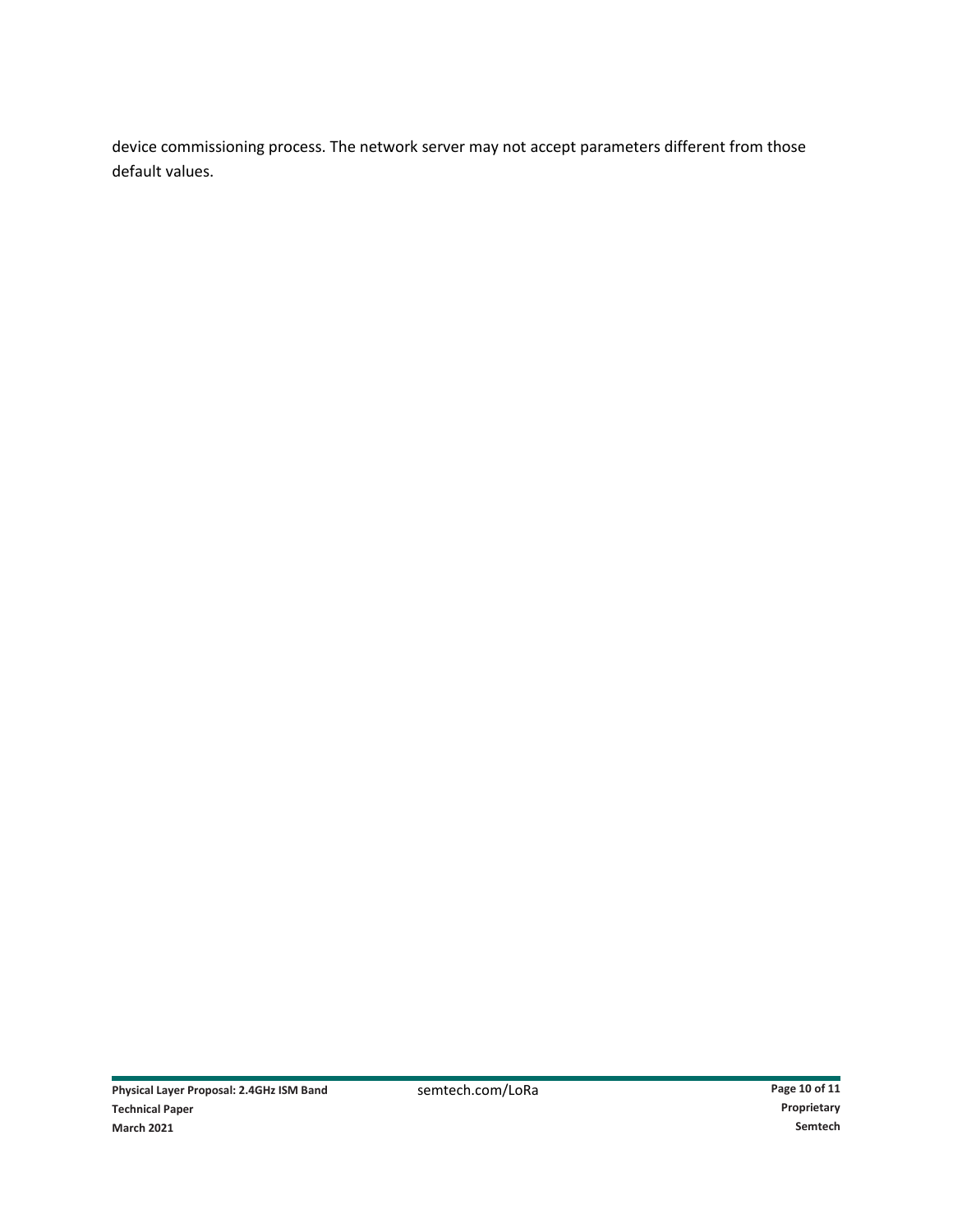device commissioning process. The network server may not accept parameters different from those default values.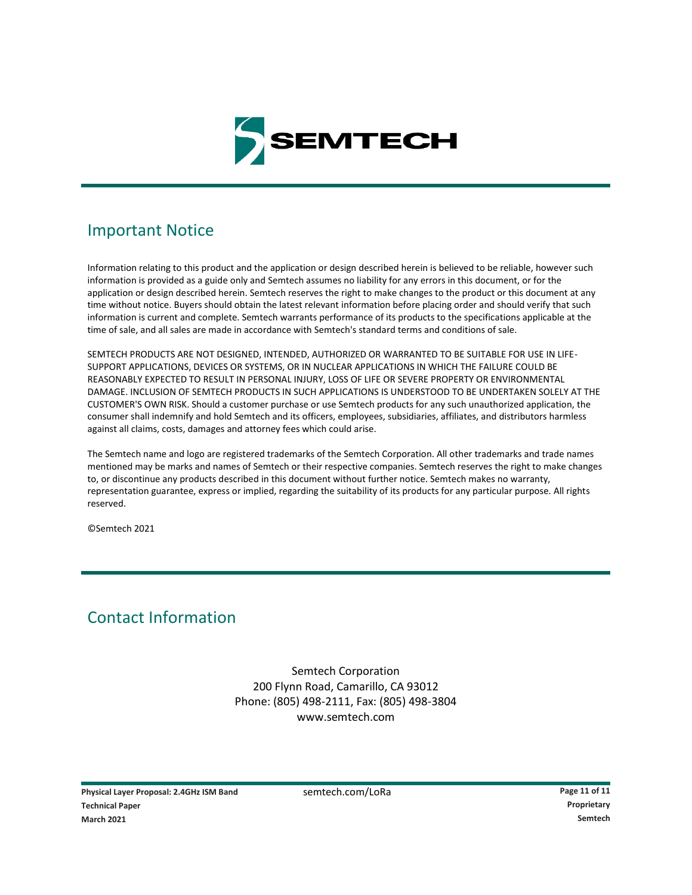## Important Notice

Information relating to this product and the application or design described herein is believed to be reliable, however such information is provided as a guide only and Semtech assumes no liability for any errors in this document, or for the application or design described herein. Semtech reserves the right to make changes to the product or this document at any time without notice. Buyers should obtain the latest relevant information before placing order and should verify that such information is current and complete. Semtech warrants performance of its products to the specifications applicable at the time of sale, and all sales are made in accordance with Semtech's standard terms and conditions of sale.

SEMTECH PRODUCTS ARE NOT DESIGNED, INTENDED, AUTHORIZED OR WARRANTED TO BE SUITABLE FOR USE IN LIFE-SUPPORT APPLICATIONS, DEVICES OR SYSTEMS, OR IN NUCLEAR APPLICATIONS IN WHICH THE FAILURE COULD BE REASONABLY EXPECTED TO RESULT IN PERSONAL INJURY, LOSS OF LIFE OR SEVERE PROPERTY OR ENVIRONMENTAL DAMAGE. INCLUSION OF SEMTECH PRODUCTS IN SUCH APPLICATIONS IS UNDERSTOOD TO BE UNDERTAKEN SOLELY AT THE CUSTOMER'S OWN RISK. Should a customer purchase or use Semtech products for any such unauthorized application, the consumer shall indemnify and hold Semtech and its officers, employees, subsidiaries, affiliates, and distributors harmless against all claims, costs, damages and attorney fees which could arise.

The Semtech name and logo are registered trademarks of the Semtech Corporation. All other trademarks and trade names mentioned may be marks and names of Semtech or their respective companies. Semtech reserves the right to make changes to, or discontinue any products described in this document without further notice. Semtech makes no warranty, representation guarantee, express or implied, regarding the suitability of its products for any particular purpose. All rights reserved.

©Semtech 2021

## Contact Information

Semtech Corporation
200 Flynn Road, Camarillo, CA 93012
Phone: (805) 498-2111, Fax: (805) 498-3804
www.semtech.com